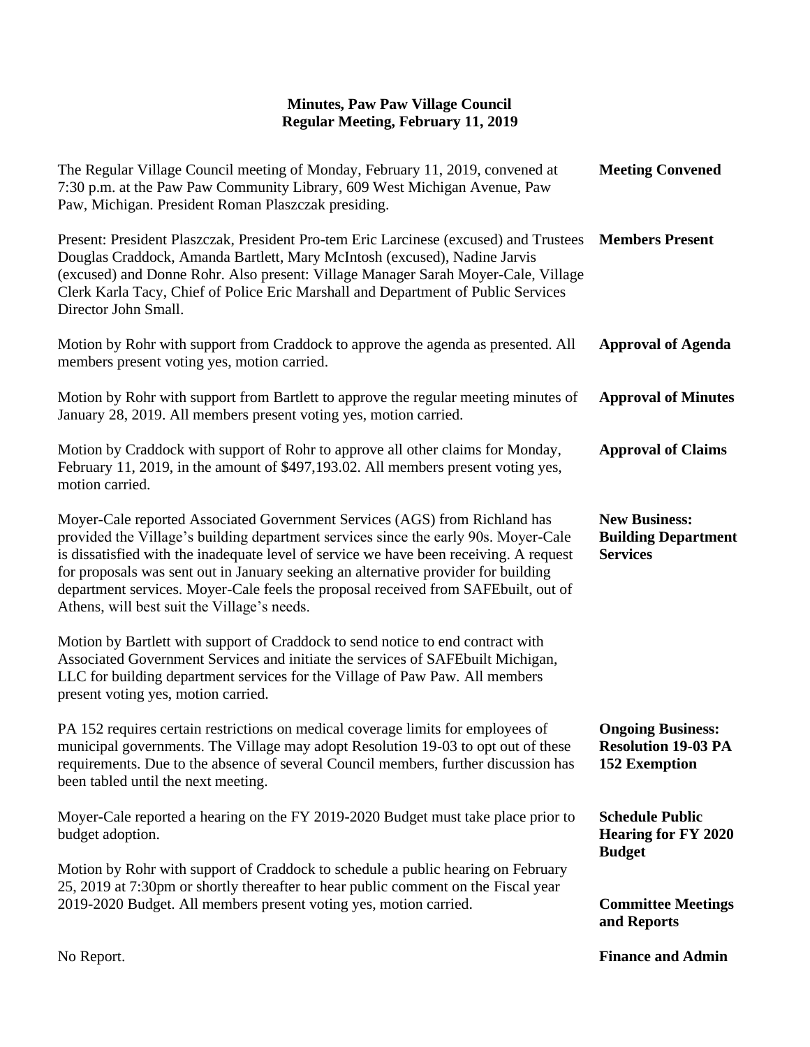# Minutes, Paw Paw Village Council
## Regular Meeting, February 11, 2019

**Meeting Convened**

The Regular Village Council meeting of Monday, February 11, 2019, convened at 7:30 p.m. at the Paw Paw Community Library, 609 West Michigan Avenue, Paw Paw, Michigan. President Roman Plaszczak presiding.

**Members Present**

Present: President Plaszczak, President Pro-tem Eric Larcinese (excused) and Trustees Douglas Craddock, Amanda Bartlett, Mary McIntosh (excused), Nadine Jarvis (excused) and Donne Rohr. Also present: Village Manager Sarah Moyer-Cale, Village Clerk Karla Tacy, Chief of Police Eric Marshall and Department of Public Services Director John Small.

**Approval of Agenda**

Motion by Rohr with support from Craddock to approve the agenda as presented. All members present voting yes, motion carried.

**Approval of Minutes**

Motion by Rohr with support from Bartlett to approve the regular meeting minutes of January 28, 2019. All members present voting yes, motion carried.

**Approval of Claims**

Motion by Craddock with support of Rohr to approve all other claims for Monday, February 11, 2019, in the amount of $497,193.02. All members present voting yes, motion carried.

**New Business: Building Department Services**

Moyer-Cale reported Associated Government Services (AGS) from Richland has provided the Village's building department services since the early 90s. Moyer-Cale is dissatisfied with the inadequate level of service we have been receiving. A request for proposals was sent out in January seeking an alternative provider for building department services. Moyer-Cale feels the proposal received from SAFEbuilt, out of Athens, will best suit the Village's needs.

Motion by Bartlett with support of Craddock to send notice to end contract with Associated Government Services and initiate the services of SAFEbuilt Michigan, LLC for building department services for the Village of Paw Paw. All members present voting yes, motion carried.

**Ongoing Business: Resolution 19-03 PA 152 Exemption**

PA 152 requires certain restrictions on medical coverage limits for employees of municipal governments. The Village may adopt Resolution 19-03 to opt out of these requirements. Due to the absence of several Council members, further discussion has been tabled until the next meeting.

**Schedule Public Hearing for FY 2020 Budget**

Moyer-Cale reported a hearing on the FY 2019-2020 Budget must take place prior to budget adoption.

Motion by Rohr with support of Craddock to schedule a public hearing on February 25, 2019 at 7:30pm or shortly thereafter to hear public comment on the Fiscal year 2019-2020 Budget. All members present voting yes, motion carried.

**Committee Meetings and Reports**

**Finance and Admin**

No Report.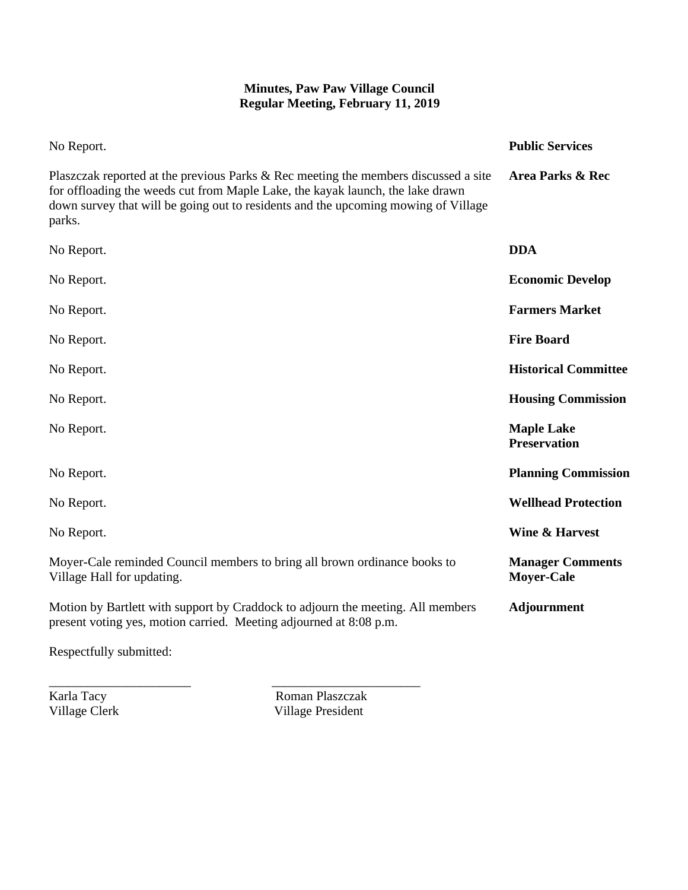**Minutes, Paw Paw Village Council**
**Regular Meeting, February 11, 2019**

| | |
|---|---|
| No Report. | **Public Services** |
| Plaszczak reported at the previous Parks & Rec meeting the members discussed a site for offloading the weeds cut from Maple Lake, the kayak launch, the lake drawn down survey that will be going out to residents and the upcoming mowing of Village parks. | **Area Parks & Rec** |
| No Report. | **DDA** |
| No Report. | **Economic Develop** |
| No Report. | **Farmers Market** |
| No Report. | **Fire Board** |
| No Report. | **Historical Committee** |
| No Report. | **Housing Commission** |
| No Report. | **Maple Lake Preservation** |
| No Report. | **Planning Commission** |
| No Report. | **Wellhead Protection** |
| No Report. | **Wine & Harvest** |
| Moyer-Cale reminded Council members to bring all brown ordinance books to Village Hall for updating. | **Manager Comments Moyer-Cale** |
| Motion by Bartlett with support by Craddock to adjourn the meeting. All members present voting yes, motion carried. Meeting adjourned at 8:08 p.m. | **Adjournment** |

Respectfully submitted:

______________________ ______________________

Karla Tacy — Village Clerk

Roman Plaszczak — Village President